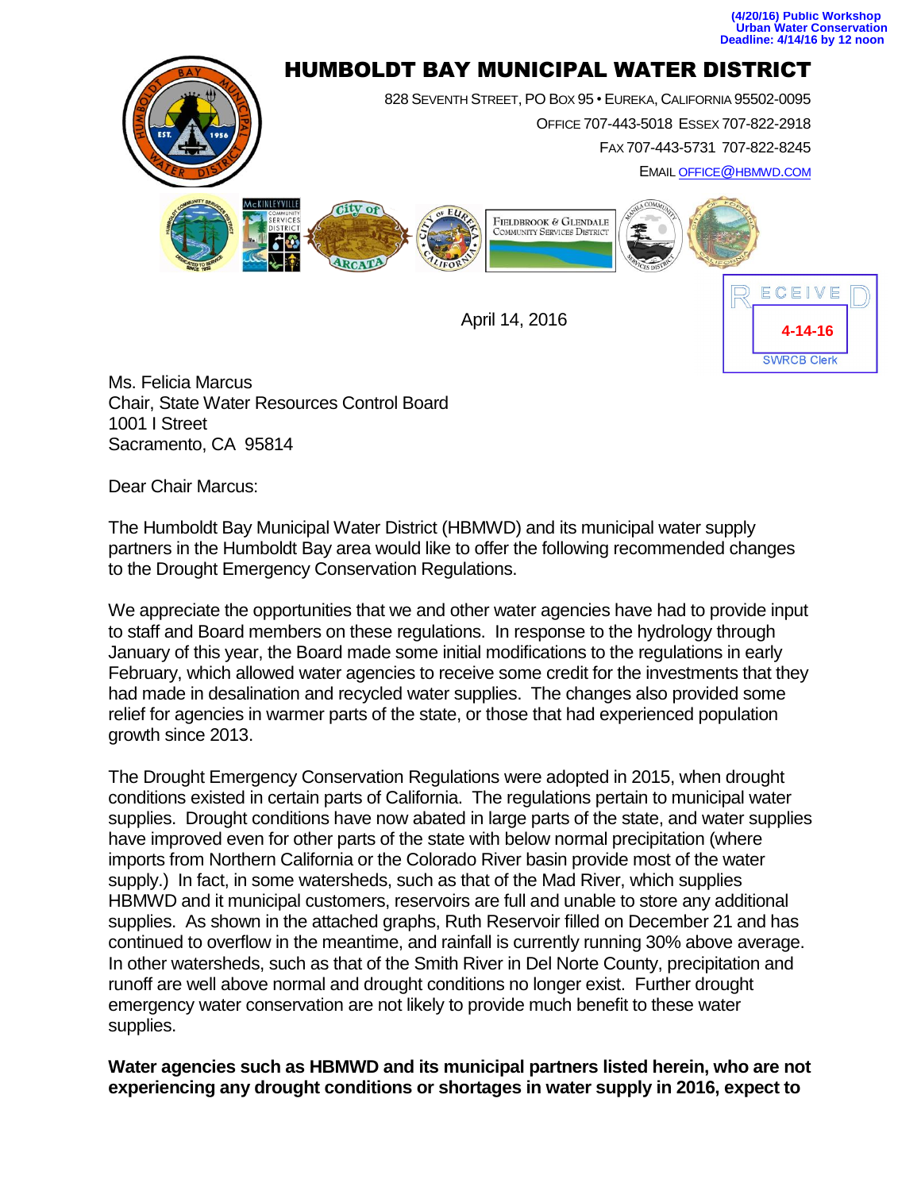**(4/20/16) Public Workshop**
**Urban Water Conservation**
**Deadline: 4/14/16 by 12 noon**

# HUMBOLDT BAY MUNICIPAL WATER DISTRICT

828 SEVENTH STREET, PO BOX 95 • EUREKA, CALIFORNIA 95502-0095
OFFICE 707-443-5018 ESSEX 707-822-2918
FAX 707-443-5731 707-822-8245
EMAIL OFFICE@HBMWD.COM

RECEIVED
4-14-16
SWRCB Clerk

April 14, 2016

Ms. Felicia Marcus
Chair, State Water Resources Control Board
1001 I Street
Sacramento, CA 95814

Dear Chair Marcus:

The Humboldt Bay Municipal Water District (HBMWD) and its municipal water supply partners in the Humboldt Bay area would like to offer the following recommended changes to the Drought Emergency Conservation Regulations.

We appreciate the opportunities that we and other water agencies have had to provide input to staff and Board members on these regulations. In response to the hydrology through January of this year, the Board made some initial modifications to the regulations in early February, which allowed water agencies to receive some credit for the investments that they had made in desalination and recycled water supplies. The changes also provided some relief for agencies in warmer parts of the state, or those that had experienced population growth since 2013.

The Drought Emergency Conservation Regulations were adopted in 2015, when drought conditions existed in certain parts of California. The regulations pertain to municipal water supplies. Drought conditions have now abated in large parts of the state, and water supplies have improved even for other parts of the state with below normal precipitation (where imports from Northern California or the Colorado River basin provide most of the water supply.) In fact, in some watersheds, such as that of the Mad River, which supplies HBMWD and it municipal customers, reservoirs are full and unable to store any additional supplies. As shown in the attached graphs, Ruth Reservoir filled on December 21 and has continued to overflow in the meantime, and rainfall is currently running 30% above average. In other watersheds, such as that of the Smith River in Del Norte County, precipitation and runoff are well above normal and drought conditions no longer exist. Further drought emergency water conservation are not likely to provide much benefit to these water supplies.

**Water agencies such as HBMWD and its municipal partners listed herein, who are not experiencing any drought conditions or shortages in water supply in 2016, expect to**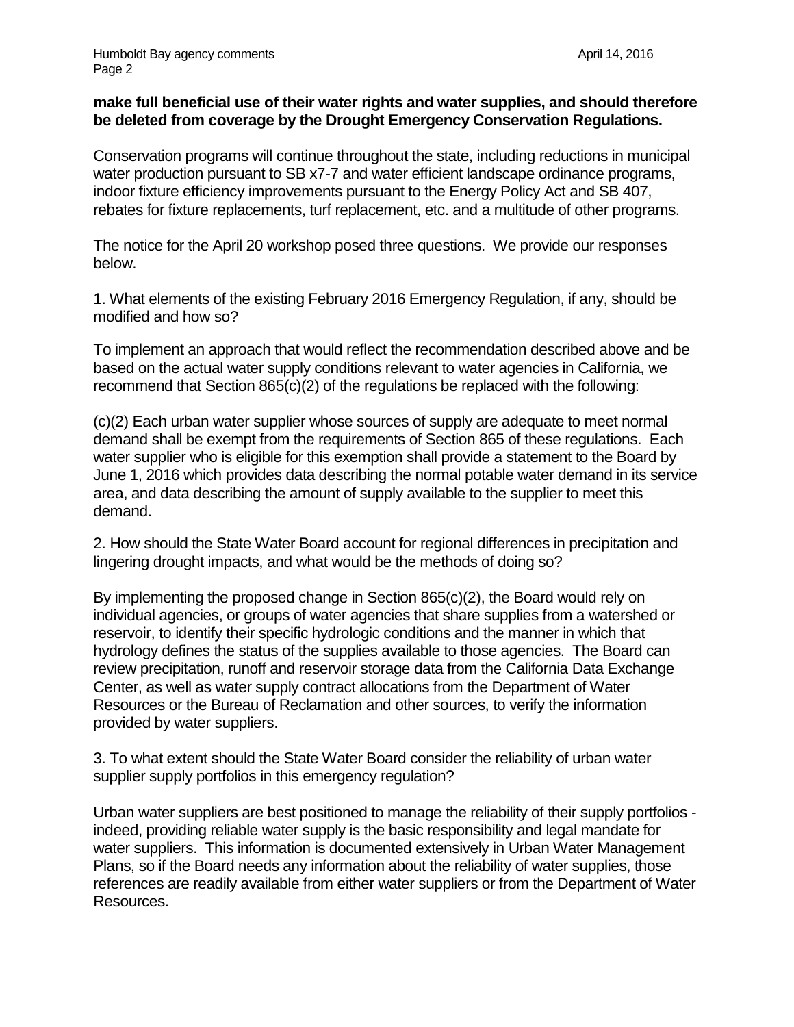**make full beneficial use of their water rights and water supplies, and should therefore be deleted from coverage by the Drought Emergency Conservation Regulations.**

Conservation programs will continue throughout the state, including reductions in municipal water production pursuant to SB x7-7 and water efficient landscape ordinance programs, indoor fixture efficiency improvements pursuant to the Energy Policy Act and SB 407, rebates for fixture replacements, turf replacement, etc. and a multitude of other programs.

The notice for the April 20 workshop posed three questions. We provide our responses below.

1. What elements of the existing February 2016 Emergency Regulation, if any, should be modified and how so?

To implement an approach that would reflect the recommendation described above and be based on the actual water supply conditions relevant to water agencies in California, we recommend that Section 865(c)(2) of the regulations be replaced with the following:

(c)(2) Each urban water supplier whose sources of supply are adequate to meet normal demand shall be exempt from the requirements of Section 865 of these regulations. Each water supplier who is eligible for this exemption shall provide a statement to the Board by June 1, 2016 which provides data describing the normal potable water demand in its service area, and data describing the amount of supply available to the supplier to meet this demand.

2. How should the State Water Board account for regional differences in precipitation and lingering drought impacts, and what would be the methods of doing so?

By implementing the proposed change in Section 865(c)(2), the Board would rely on individual agencies, or groups of water agencies that share supplies from a watershed or reservoir, to identify their specific hydrologic conditions and the manner in which that hydrology defines the status of the supplies available to those agencies. The Board can review precipitation, runoff and reservoir storage data from the California Data Exchange Center, as well as water supply contract allocations from the Department of Water Resources or the Bureau of Reclamation and other sources, to verify the information provided by water suppliers.

3. To what extent should the State Water Board consider the reliability of urban water supplier supply portfolios in this emergency regulation?

Urban water suppliers are best positioned to manage the reliability of their supply portfolios - indeed, providing reliable water supply is the basic responsibility and legal mandate for water suppliers. This information is documented extensively in Urban Water Management Plans, so if the Board needs any information about the reliability of water supplies, those references are readily available from either water suppliers or from the Department of Water Resources.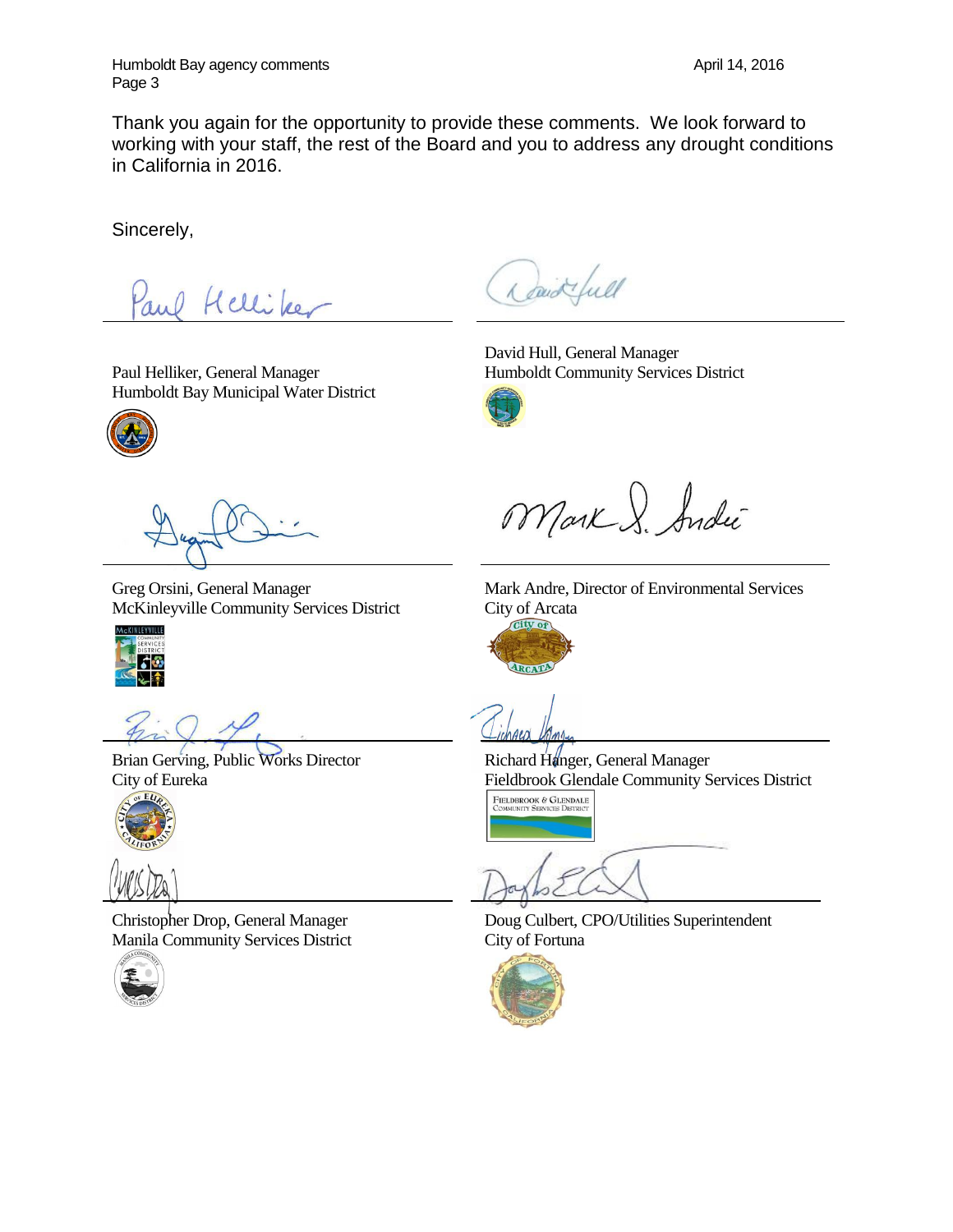Thank you again for the opportunity to provide these comments. We look forward to working with your staff, the rest of the Board and you to address any drought conditions in California in 2016.

Sincerely,

Paul Helliker, General Manager
Humboldt Bay Municipal Water District

David Hull, General Manager
Humboldt Community Services District

Greg Orsini, General Manager
McKinleyville Community Services District

Mark Andre, Director of Environmental Services
City of Arcata

Brian Gerving, Public Works Director
City of Eureka

Richard Hanger, General Manager
Fieldbrook Glendale Community Services District

Christopher Drop, General Manager
Manila Community Services District

Doug Culbert, CPO/Utilities Superintendent
City of Fortuna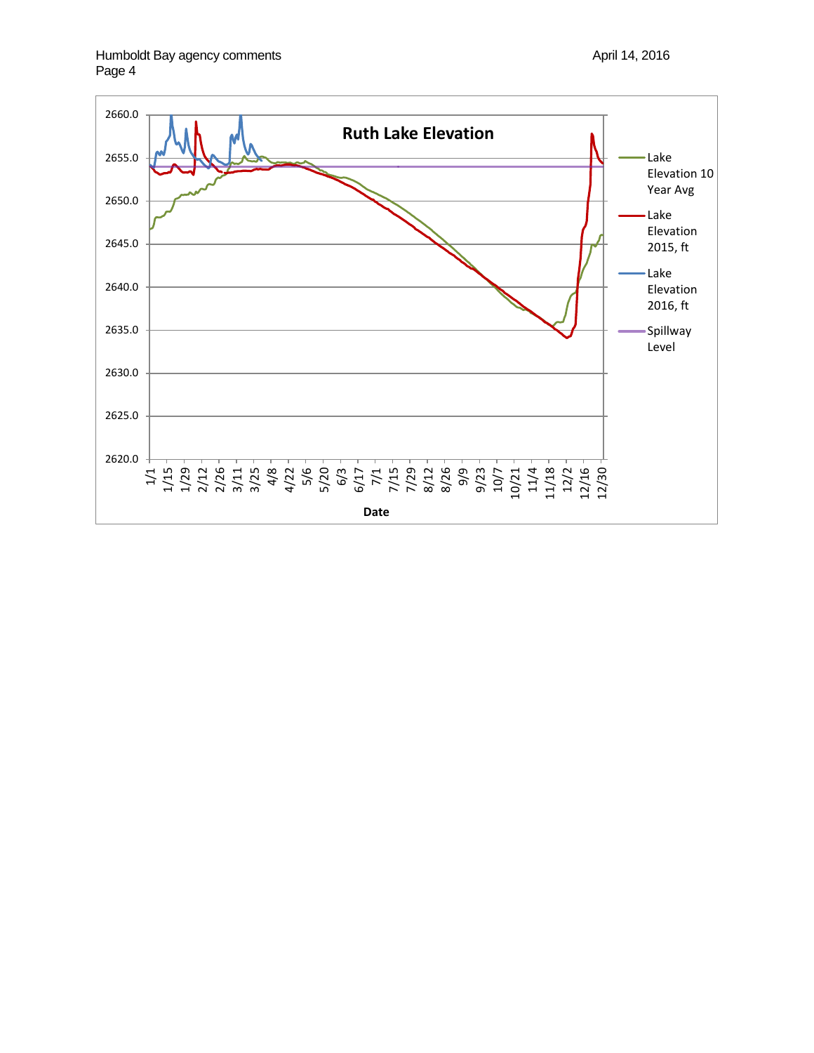**Ruth Lake Elevation**

Y-axis: 2620.0, 2625.0, 2630.0, 2635.0, 2640.0, 2645.0, 2650.0, 2655.0, 2660.0

X-axis (Date): 1/1, 1/15, 1/29, 2/12, 2/26, 3/11, 3/25, 4/8, 4/22, 5/6, 5/20, 6/3, 6/17, 7/1, 7/15, 7/29, 8/12, 8/26, 9/9, 9/23, 10/7, 10/21, 11/4, 11/18, 12/2, 12/16, 12/30

Legend:
- Lake Elevation 10 Year Avg
- Lake Elevation 2015, ft
- Lake Elevation 2016, ft
- Spillway Level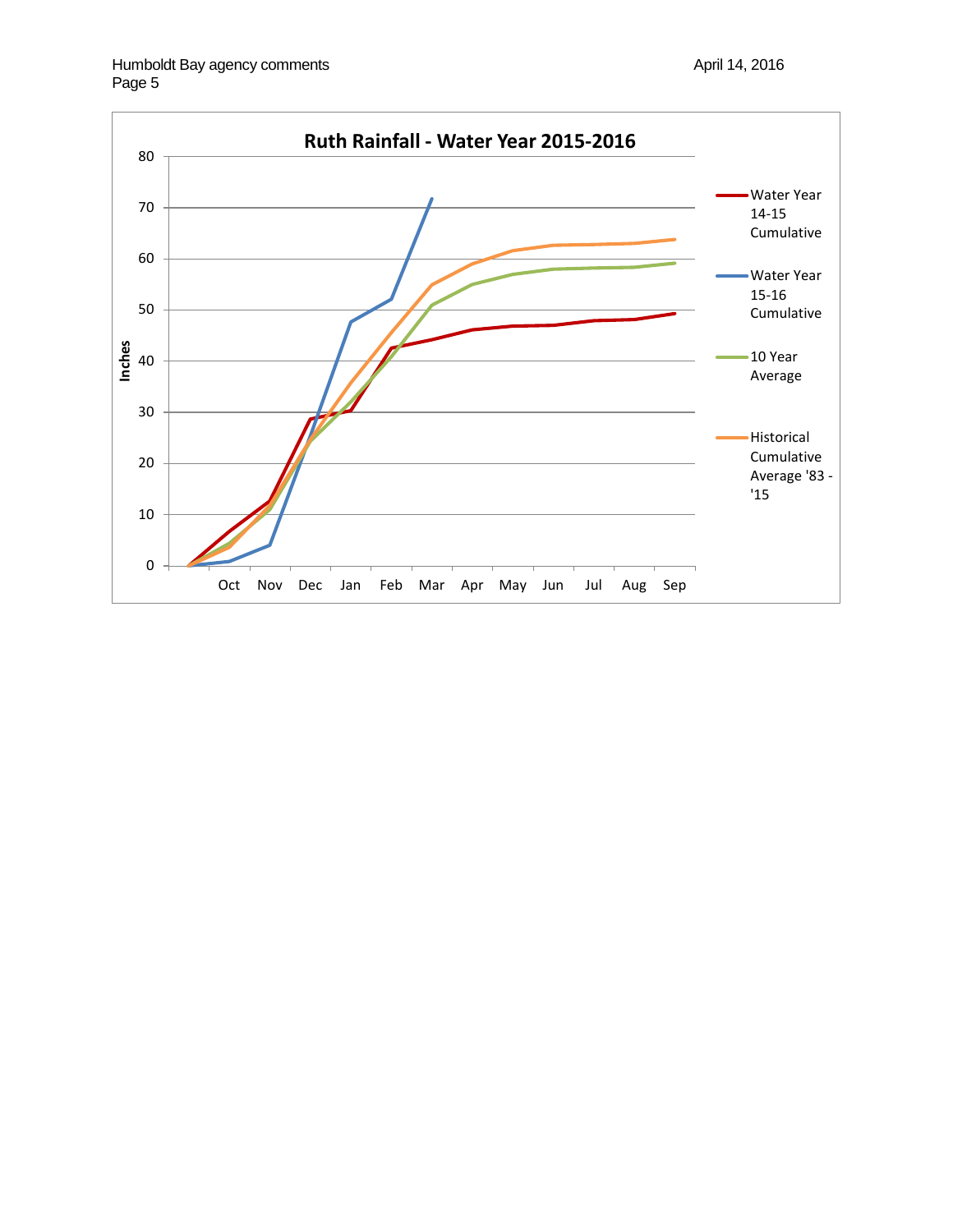Ruth Rainfall - Water Year 2015-2016

Inches

80
70
60
50
40
30
20
10
0

Oct Nov Dec Jan Feb Mar Apr May Jun Jul Aug Sep

Water Year 14-15 Cumulative

Water Year 15-16 Cumulative

10 Year Average

Historical Cumulative Average '83 - '15